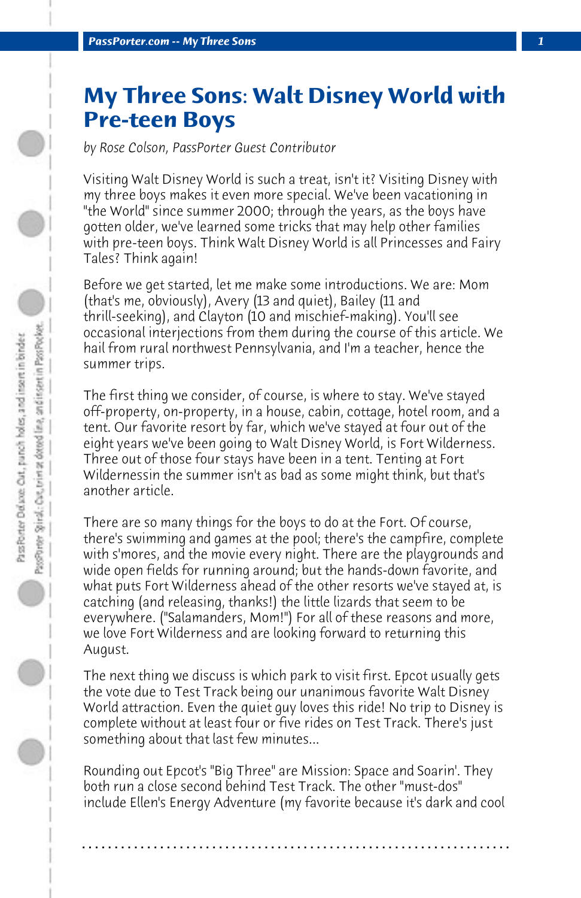# My Three Sons: Walt Disney World with Pre-teen Boys

*by Rose Colson, PassPorter Guest Contributor*

Visiting Walt Disney World is such a treat, isn't it? Visiting Disney with my three boys makes it even more special. We've been vacationing in "the World" since summer 2000; through the years, as the boys have gotten older, we've learned some tricks that may help other families with pre-teen boys. Think Walt Disney World is all Princesses and Fairy Tales? Think again!

Before we get started, let me make some introductions. We are: Mom (that's me, obviously), Avery (13 and quiet), Bailey (11 and thrill-seeking), and Clayton (10 and mischief-making). You'll see occasional interjections from them during the course of this article. We hail from rural northwest Pennsylvania, and I'm a teacher, hence the summer trips.

The first thing we consider, of course, is where to stay. We've stayed off-property, on-property, in a house, cabin, cottage, hotel room, and a tent. Our favorite resort by far, which we've stayed at four out of the eight years we've been going to Walt Disney World, is Fort Wilderness. Three out of those four stays have been in a tent. Tenting at Fort Wildernessin the summer isn't as bad as some might think, but that's another article.

There are so many things for the boys to do at the Fort. Of course, there's swimming and games at the pool; there's the campfire, complete with s'mores, and the movie every night. There are the playgrounds and wide open fields for running around; but the hands-down favorite, and what puts Fort Wilderness ahead of the other resorts we've stayed at, is catching (and releasing, thanks!) the little lizards that seem to be everywhere. ("Salamanders, Mom!") For all of these reasons and more, we love Fort Wilderness and are looking forward to returning this August.

The next thing we discuss is which park to visit first. Epcot usually gets the vote due to Test Track being our unanimous favorite Walt Disney World attraction. Even the quiet guy loves this ride! No trip to Disney is complete without at least four or five rides on Test Track. There's just something about that last few minutes...

Rounding out Epcot's "Big Three" are Mission: Space and Soarin'. They both run a close second behind Test Track. The other "must-dos" include Ellen's Energy Adventure (my favorite because it's dark and cool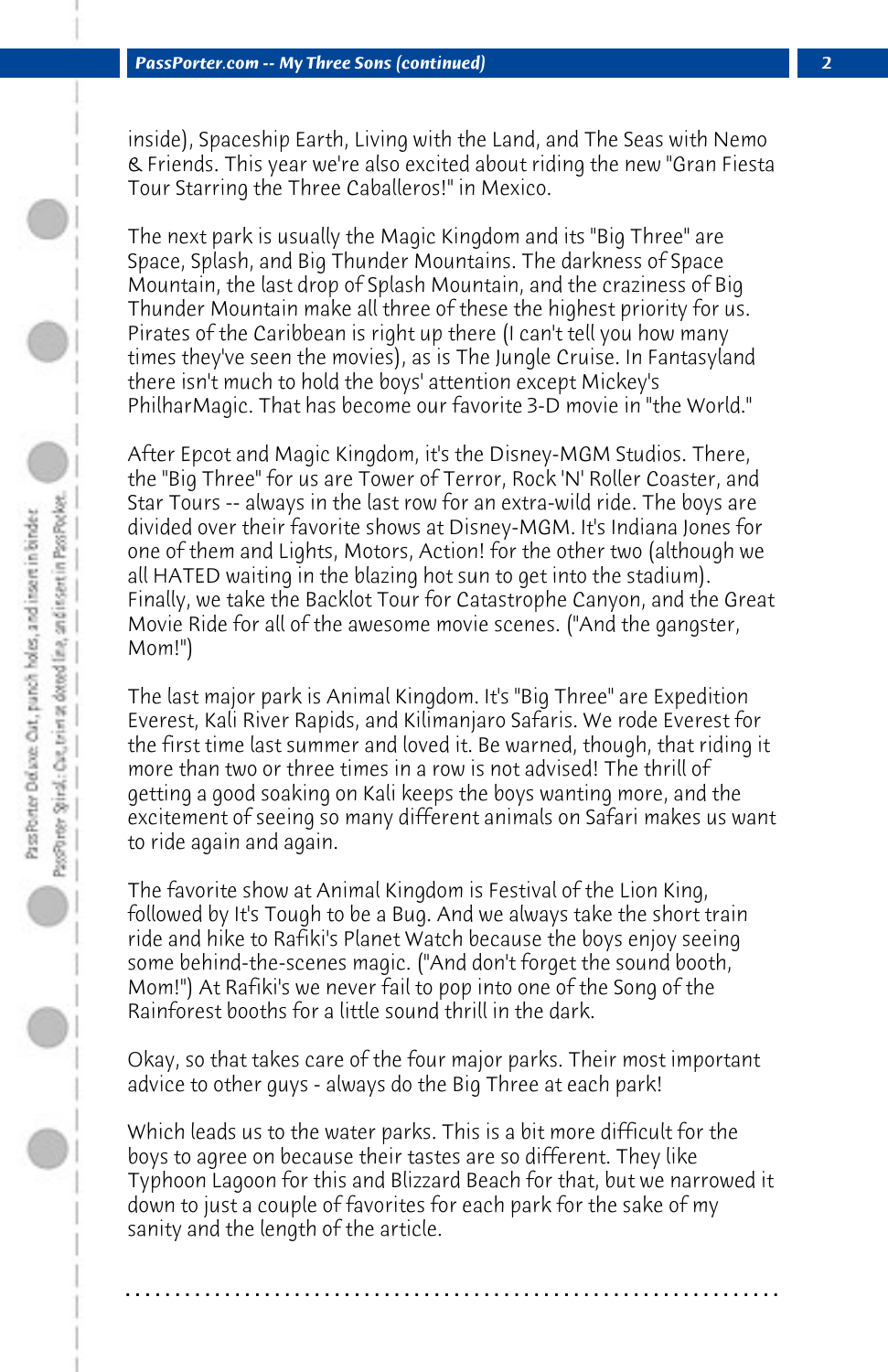inside), Spaceship Earth, Living with the Land, and The Seas with Nemo & Friends. This year we're also excited about riding the new "Gran Fiesta Tour Starring the Three Caballeros!" in Mexico.

The next park is usually the Magic Kingdom and its "Big Three" are Space, Splash, and Big Thunder Mountains. The darkness of Space Mountain, the last drop of Splash Mountain, and the craziness of Big Thunder Mountain make all three of these the highest priority for us. Pirates of the Caribbean is right up there (I can't tell you how many times they've seen the movies), as is The Jungle Cruise. In Fantasyland there isn't much to hold the boys' attention except Mickey's PhilharMagic. That has become our favorite 3-D movie in "the World."

After Epcot and Magic Kingdom, it's the Disney-MGM Studios. There, the "Big Three" for us are Tower of Terror, Rock 'N' Roller Coaster, and Star Tours -- always in the last row for an extra-wild ride. The boys are divided over their favorite shows at Disney-MGM. It's Indiana Jones for one of them and Lights, Motors, Action! for the other two (although we all HATED waiting in the blazing hot sun to get into the stadium). Finally, we take the Backlot Tour for Catastrophe Canyon, and the Great Movie Ride for all of the awesome movie scenes. ("And the gangster, Mom!")

The last major park is Animal Kingdom. It's "Big Three" are Expedition Everest, Kali River Rapids, and Kilimanjaro Safaris. We rode Everest for the first time last summer and loved it. Be warned, though, that riding it more than two or three times in a row is not advised! The thrill of getting a good soaking on Kali keeps the boys wanting more, and the excitement of seeing so many different animals on Safari makes us want to ride again and again.

The favorite show at Animal Kingdom is Festival of the Lion King, followed by It's Tough to be a Bug. And we always take the short train ride and hike to Rafiki's Planet Watch because the boys enjoy seeing some behind-the-scenes magic. ("And don't forget the sound booth, Mom!") At Rafiki's we never fail to pop into one of the Song of the Rainforest booths for a little sound thrill in the dark.

Okay, so that takes care of the four major parks. Their most important advice to other guys - always do the Big Three at each park!

Which leads us to the water parks. This is a bit more difficult for the boys to agree on because their tastes are so different. They like Typhoon Lagoon for this and Blizzard Beach for that, but we narrowed it down to just a couple of favorites for each park for the sake of my sanity and the length of the article.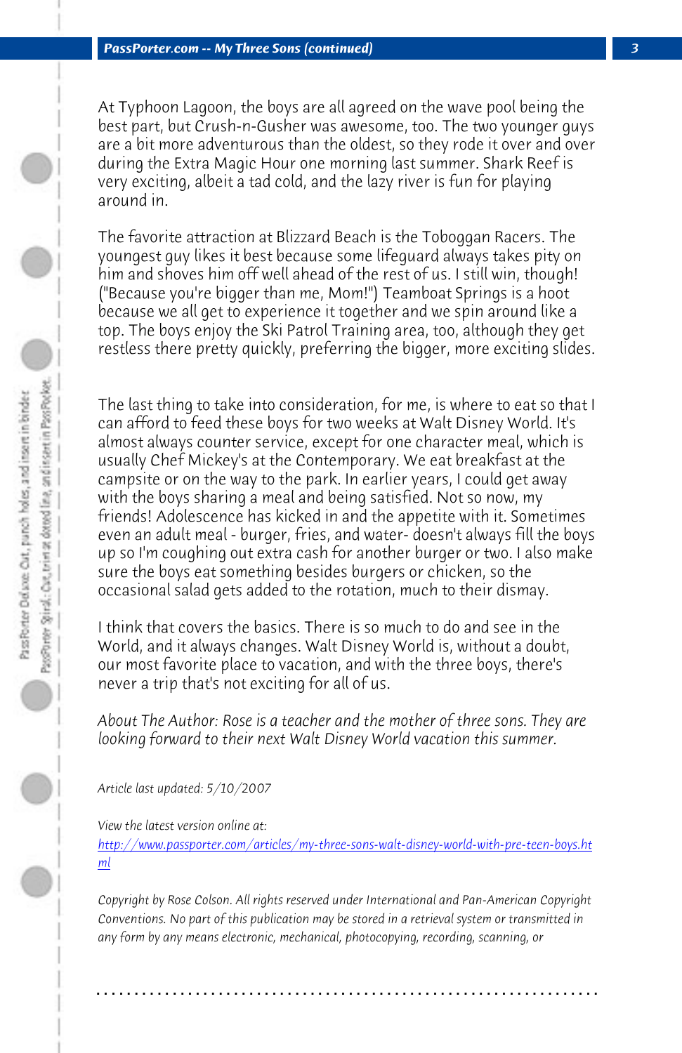At Typhoon Lagoon, the boys are all agreed on the wave pool being the best part, but Crush-n-Gusher was awesome, too. The two younger guys are a bit more adventurous than the oldest, so they rode it over and over during the Extra Magic Hour one morning last summer. Shark Reef is very exciting, albeit a tad cold, and the lazy river is fun for playing around in.

The favorite attraction at Blizzard Beach is the Toboggan Racers. The youngest guy likes it best because some lifeguard always takes pity on him and shoves him off well ahead of the rest of us. I still win, though! ("Because you're bigger than me, Mom!") Teamboat Springs is a hoot because we all get to experience it together and we spin around like a top. The boys enjoy the Ski Patrol Training area, too, although they get restless there pretty quickly, preferring the bigger, more exciting slides.

The last thing to take into consideration, for me, is where to eat so that I can afford to feed these boys for two weeks at Walt Disney World. It's almost always counter service, except for one character meal, which is usually Chef Mickey's at the Contemporary. We eat breakfast at the campsite or on the way to the park. In earlier years, I could get away with the boys sharing a meal and being satisfied. Not so now, my friends! Adolescence has kicked in and the appetite with it. Sometimes even an adult meal - burger, fries, and water- doesn't always fill the boys up so I'm coughing out extra cash for another burger or two. I also make sure the boys eat something besides burgers or chicken, so the occasional salad gets added to the rotation, much to their dismay.

I think that covers the basics. There is so much to do and see in the World, and it always changes. Walt Disney World is, without a doubt, our most favorite place to vacation, and with the three boys, there's never a trip that's not exciting for all of us.

*About The Author: Rose is a teacher and the mother of three sons. They are looking forward to their next Walt Disney World vacation this summer.*

*Article last updated: 5/10/2007*

*View the latest version online at:*
*http://www.passporter.com/articles/my-three-sons-walt-disney-world-with-pre-teen-boys.html*

*Copyright by Rose Colson. All rights reserved under International and Pan-American Copyright Conventions. No part of this publication may be stored in a retrieval system or transmitted in any form by any means electronic, mechanical, photocopying, recording, scanning, or*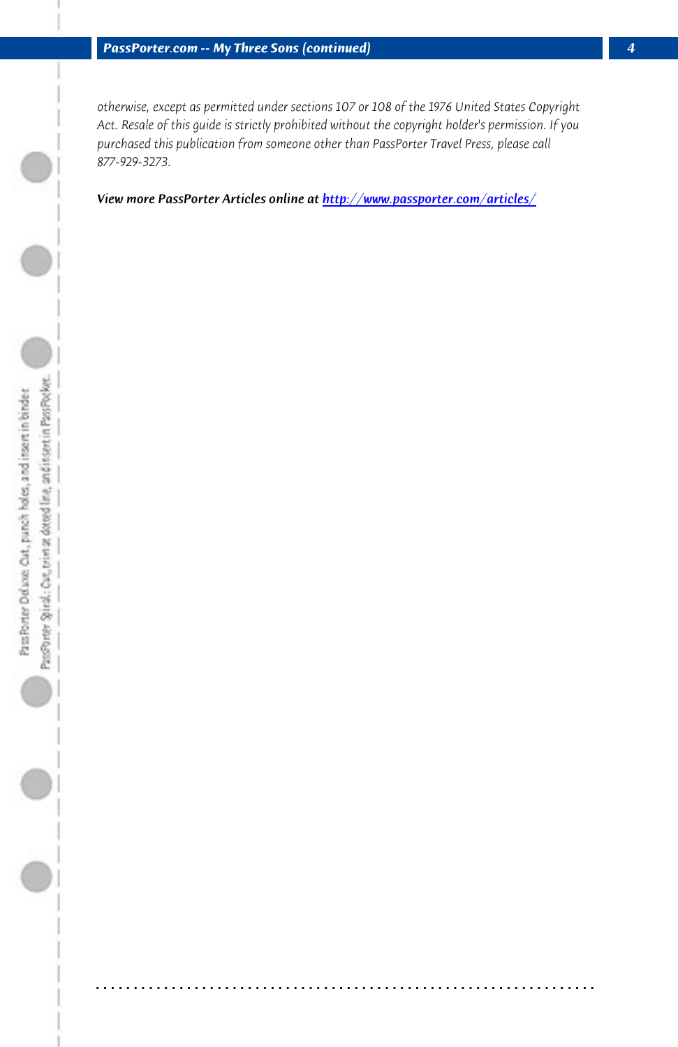*otherwise, except as permitted under sections 107 or 108 of the 1976 United States Copyright Act. Resale of this guide is strictly prohibited without the copyright holder's permission. If you purchased this publication from someone other than PassPorter Travel Press, please call 877-929-3273.*

***View more PassPorter Articles online at [http://www.passporter.com/articles/](http://www.passporter.com/articles/)***